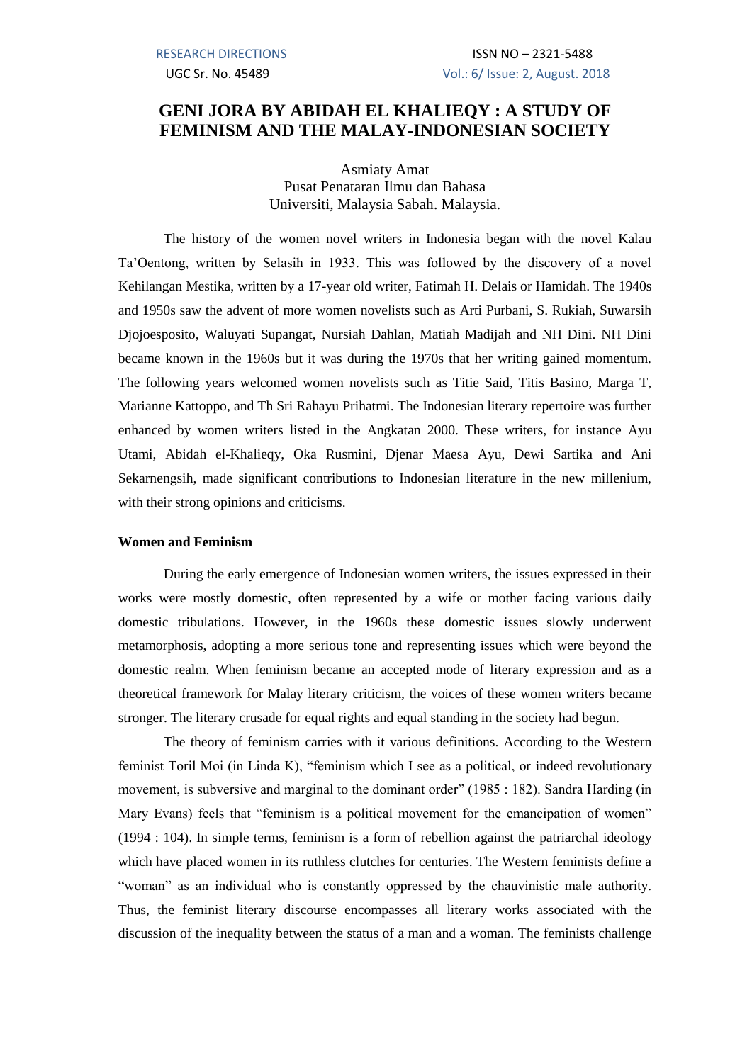# GENI JORA BY ABIDAH EL KHALIEQY : A STUDY OF FEMINISM AND THE MALAY-INDONESIAN SOCIETY

Asmiaty Amat
Pusat Penataran Ilmu dan Bahasa
Universiti, Malaysia Sabah. Malaysia.

The history of the women novel writers in Indonesia began with the novel Kalau Ta'Oentong, written by Selasih in 1933. This was followed by the discovery of a novel Kehilangan Mestika, written by a 17-year old writer, Fatimah H. Delais or Hamidah. The 1940s and 1950s saw the advent of more women novelists such as Arti Purbani, S. Rukiah, Suwarsih Djojoesposito, Waluyati Supangat, Nursiah Dahlan, Matiah Madijah and NH Dini. NH Dini became known in the 1960s but it was during the 1970s that her writing gained momentum. The following years welcomed women novelists such as Titie Said, Titis Basino, Marga T, Marianne Kattoppo, and Th Sri Rahayu Prihatmi. The Indonesian literary repertoire was further enhanced by women writers listed in the Angkatan 2000. These writers, for instance Ayu Utami, Abidah el-Khalieqy, Oka Rusmini, Djenar Maesa Ayu, Dewi Sartika and Ani Sekarnengsih, made significant contributions to Indonesian literature in the new millenium, with their strong opinions and criticisms.

**Women and Feminism**

During the early emergence of Indonesian women writers, the issues expressed in their works were mostly domestic, often represented by a wife or mother facing various daily domestic tribulations. However, in the 1960s these domestic issues slowly underwent metamorphosis, adopting a more serious tone and representing issues which were beyond the domestic realm. When feminism became an accepted mode of literary expression and as a theoretical framework for Malay literary criticism, the voices of these women writers became stronger. The literary crusade for equal rights and equal standing in the society had begun.

The theory of feminism carries with it various definitions. According to the Western feminist Toril Moi (in Linda K), "feminism which I see as a political, or indeed revolutionary movement, is subversive and marginal to the dominant order" (1985 : 182). Sandra Harding (in Mary Evans) feels that "feminism is a political movement for the emancipation of women" (1994 : 104). In simple terms, feminism is a form of rebellion against the patriarchal ideology which have placed women in its ruthless clutches for centuries. The Western feminists define a "woman" as an individual who is constantly oppressed by the chauvinistic male authority. Thus, the feminist literary discourse encompasses all literary works associated with the discussion of the inequality between the status of a man and a woman. The feminists challenge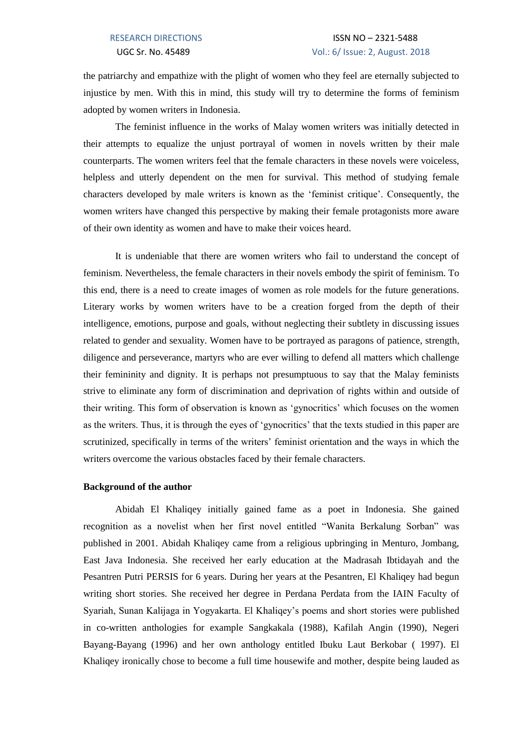the patriarchy and empathize with the plight of women who they feel are eternally subjected to injustice by men. With this in mind, this study will try to determine the forms of feminism adopted by women writers in Indonesia.

The feminist influence in the works of Malay women writers was initially detected in their attempts to equalize the unjust portrayal of women in novels written by their male counterparts. The women writers feel that the female characters in these novels were voiceless, helpless and utterly dependent on the men for survival. This method of studying female characters developed by male writers is known as the 'feminist critique'. Consequently, the women writers have changed this perspective by making their female protagonists more aware of their own identity as women and have to make their voices heard.

It is undeniable that there are women writers who fail to understand the concept of feminism. Nevertheless, the female characters in their novels embody the spirit of feminism. To this end, there is a need to create images of women as role models for the future generations. Literary works by women writers have to be a creation forged from the depth of their intelligence, emotions, purpose and goals, without neglecting their subtlety in discussing issues related to gender and sexuality. Women have to be portrayed as paragons of patience, strength, diligence and perseverance, martyrs who are ever willing to defend all matters which challenge their femininity and dignity. It is perhaps not presumptuous to say that the Malay feminists strive to eliminate any form of discrimination and deprivation of rights within and outside of their writing. This form of observation is known as 'gynocritics' which focuses on the women as the writers. Thus, it is through the eyes of 'gynocritics' that the texts studied in this paper are scrutinized, specifically in terms of the writers' feminist orientation and the ways in which the writers overcome the various obstacles faced by their female characters.

**Background of the author**

Abidah El Khaliqey initially gained fame as a poet in Indonesia. She gained recognition as a novelist when her first novel entitled "Wanita Berkalung Sorban" was published in 2001. Abidah Khaliqey came from a religious upbringing in Menturo, Jombang, East Java Indonesia. She received her early education at the Madrasah Ibtidayah and the Pesantren Putri PERSIS for 6 years. During her years at the Pesantren, El Khaliqey had begun writing short stories. She received her degree in Perdana Perdata from the IAIN Faculty of Syariah, Sunan Kalijaga in Yogyakarta. El Khaliqey's poems and short stories were published in co-written anthologies for example Sangkakala (1988), Kafilah Angin (1990), Negeri Bayang-Bayang (1996) and her own anthology entitled Ibuku Laut Berkobar ( 1997). El Khaliqey ironically chose to become a full time housewife and mother, despite being lauded as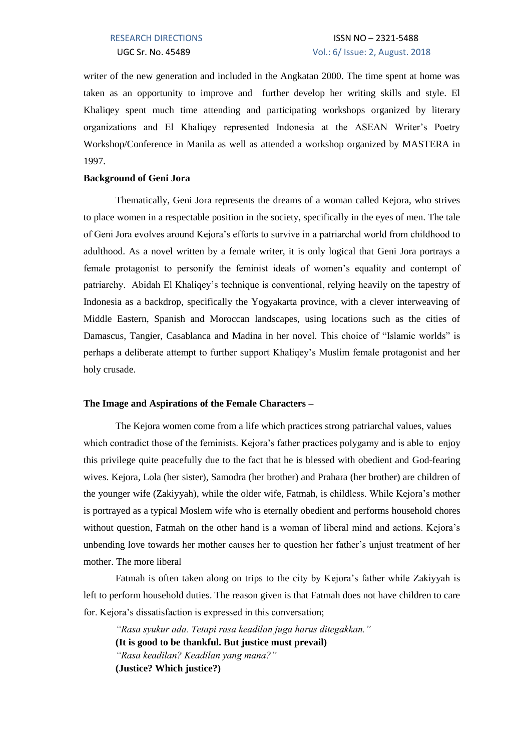writer of the new generation and included in the Angkatan 2000. The time spent at home was taken as an opportunity to improve and further develop her writing skills and style. El Khaliqey spent much time attending and participating workshops organized by literary organizations and El Khaliqey represented Indonesia at the ASEAN Writer's Poetry Workshop/Conference in Manila as well as attended a workshop organized by MASTERA in 1997.

**Background of Geni Jora**

Thematically, Geni Jora represents the dreams of a woman called Kejora, who strives to place women in a respectable position in the society, specifically in the eyes of men. The tale of Geni Jora evolves around Kejora's efforts to survive in a patriarchal world from childhood to adulthood. As a novel written by a female writer, it is only logical that Geni Jora portrays a female protagonist to personify the feminist ideals of women's equality and contempt of patriarchy. Abidah El Khaliqey's technique is conventional, relying heavily on the tapestry of Indonesia as a backdrop, specifically the Yogyakarta province, with a clever interweaving of Middle Eastern, Spanish and Moroccan landscapes, using locations such as the cities of Damascus, Tangier, Casablanca and Madina in her novel. This choice of "Islamic worlds" is perhaps a deliberate attempt to further support Khaliqey's Muslim female protagonist and her holy crusade.

**The Image and Aspirations of the Female Characters –**

The Kejora women come from a life which practices strong patriarchal values, values which contradict those of the feminists. Kejora's father practices polygamy and is able to enjoy this privilege quite peacefully due to the fact that he is blessed with obedient and God-fearing wives. Kejora, Lola (her sister), Samodra (her brother) and Prahara (her brother) are children of the younger wife (Zakiyyah), while the older wife, Fatmah, is childless. While Kejora's mother is portrayed as a typical Moslem wife who is eternally obedient and performs household chores without question, Fatmah on the other hand is a woman of liberal mind and actions. Kejora's unbending love towards her mother causes her to question her father's unjust treatment of her mother. The more liberal

Fatmah is often taken along on trips to the city by Kejora's father while Zakiyyah is left to perform household duties. The reason given is that Fatmah does not have children to care for. Kejora's dissatisfaction is expressed in this conversation;

*"Rasa syukur ada. Tetapi rasa keadilan juga harus ditegakkan."*
**(It is good to be thankful. But justice must prevail)**
*"Rasa keadilan? Keadilan yang mana?"*
**(Justice? Which justice?)**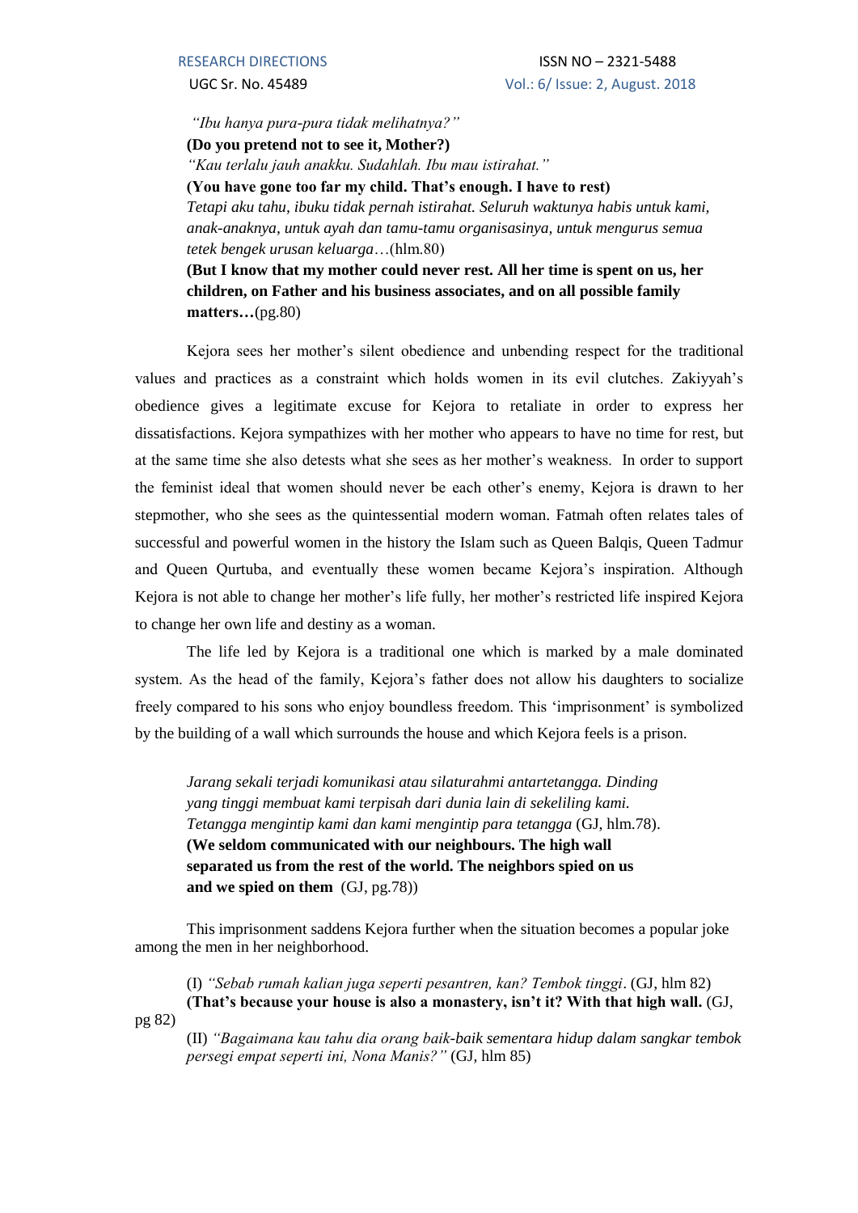*"Ibu hanya pura-pura tidak melihatnya?"*

**(Do you pretend not to see it, Mother?)**

*"Kau terlalu jauh anakku. Sudahlah. Ibu mau istirahat."*

**(You have gone too far my child. That's enough. I have to rest)**

*Tetapi aku tahu, ibuku tidak pernah istirahat. Seluruh waktunya habis untuk kami, anak-anaknya, untuk ayah dan tamu-tamu organisasinya, untuk mengurus semua tetek bengek urusan keluarga…*(hlm.80)

**(But I know that my mother could never rest. All her time is spent on us, her children, on Father and his business associates, and on all possible family matters…**(pg.80)

Kejora sees her mother's silent obedience and unbending respect for the traditional values and practices as a constraint which holds women in its evil clutches. Zakiyyah's obedience gives a legitimate excuse for Kejora to retaliate in order to express her dissatisfactions. Kejora sympathizes with her mother who appears to have no time for rest, but at the same time she also detests what she sees as her mother's weakness. In order to support the feminist ideal that women should never be each other's enemy, Kejora is drawn to her stepmother, who she sees as the quintessential modern woman. Fatmah often relates tales of successful and powerful women in the history the Islam such as Queen Balqis, Queen Tadmur and Queen Qurtuba, and eventually these women became Kejora's inspiration. Although Kejora is not able to change her mother's life fully, her mother's restricted life inspired Kejora to change her own life and destiny as a woman.

The life led by Kejora is a traditional one which is marked by a male dominated system. As the head of the family, Kejora's father does not allow his daughters to socialize freely compared to his sons who enjoy boundless freedom. This 'imprisonment' is symbolized by the building of a wall which surrounds the house and which Kejora feels is a prison.

*Jarang sekali terjadi komunikasi atau silaturahmi antartetangga. Dinding yang tinggi membuat kami terpisah dari dunia lain di sekeliling kami. Tetangga mengintip kami dan kami mengintip para tetangga* (GJ, hlm.78).
**(We seldom communicated with our neighbours. The high wall separated us from the rest of the world. The neighbors spied on us and we spied on them** (GJ, pg.78))

This imprisonment saddens Kejora further when the situation becomes a popular joke among the men in her neighborhood.

(I) *"Sebab rumah kalian juga seperti pesantren, kan? Tembok tinggi*. (GJ, hlm 82)
**(That's because your house is also a monastery, isn't it? With that high wall.** (GJ, pg 82)

(II) *"Bagaimana kau tahu dia orang baik-baik sementara hidup dalam sangkar tembok persegi empat seperti ini, Nona Manis?"* (GJ, hlm 85)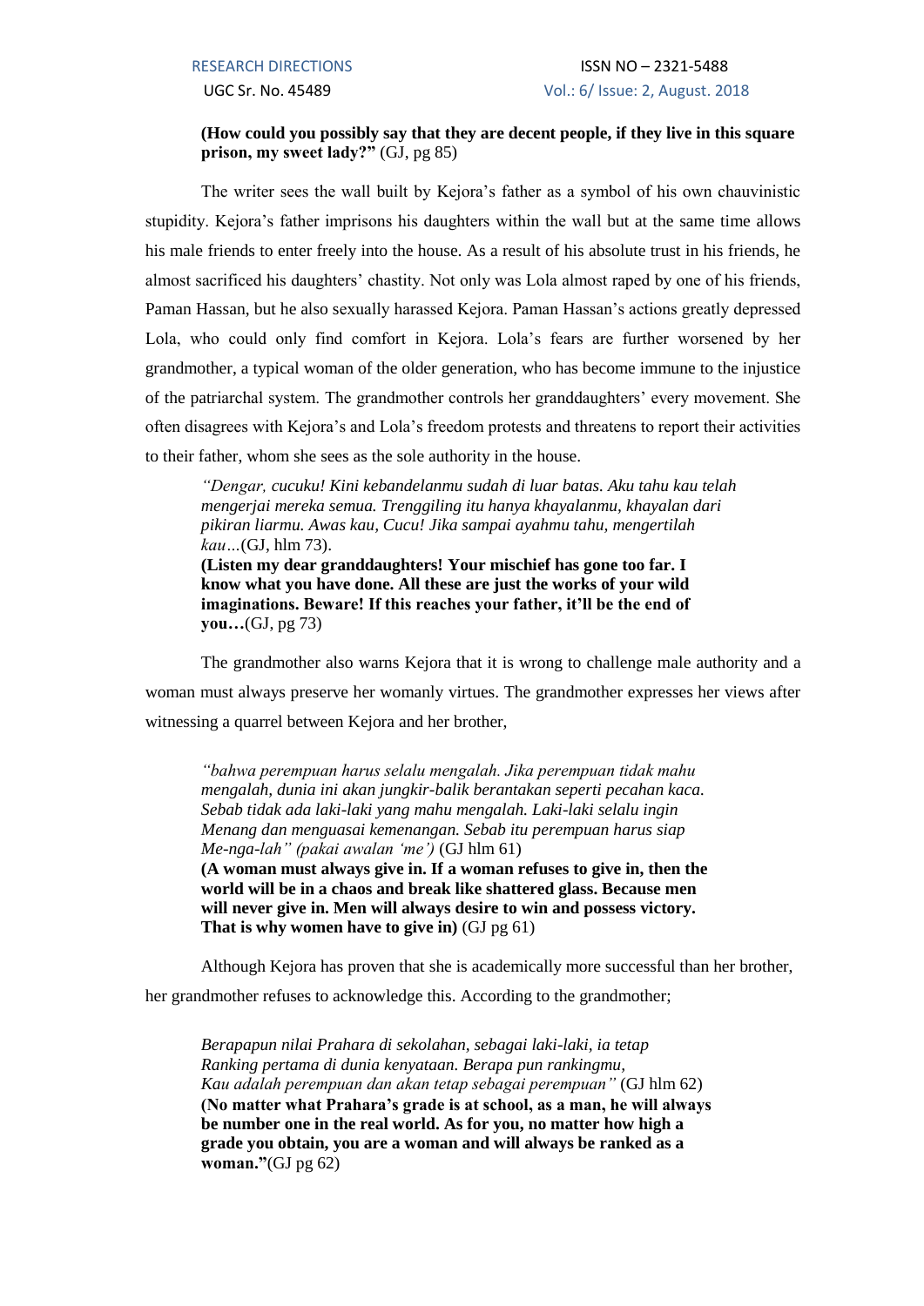**(How could you possibly say that they are decent people, if they live in this square prison, my sweet lady?"** (GJ, pg 85)

The writer sees the wall built by Kejora's father as a symbol of his own chauvinistic stupidity. Kejora's father imprisons his daughters within the wall but at the same time allows his male friends to enter freely into the house. As a result of his absolute trust in his friends, he almost sacrificed his daughters' chastity. Not only was Lola almost raped by one of his friends, Paman Hassan, but he also sexually harassed Kejora. Paman Hassan's actions greatly depressed Lola, who could only find comfort in Kejora. Lola's fears are further worsened by her grandmother, a typical woman of the older generation, who has become immune to the injustice of the patriarchal system. The grandmother controls her granddaughters' every movement. She often disagrees with Kejora's and Lola's freedom protests and threatens to report their activities to their father, whom she sees as the sole authority in the house.

> *"Dengar, cucuku! Kini kebandelanmu sudah di luar batas. Aku tahu kau telah mengerjai mereka semua. Trenggiling itu hanya khayalanmu, khayalan dari pikiran liarmu. Awas kau, Cucu! Jika sampai ayahmu tahu, mengertilah kau…*(GJ, hlm 73).
> **(Listen my dear granddaughters! Your mischief has gone too far. I know what you have done. All these are just the works of your wild imaginations. Beware! If this reaches your father, it'll be the end of you…**(GJ, pg 73)

The grandmother also warns Kejora that it is wrong to challenge male authority and a woman must always preserve her womanly virtues. The grandmother expresses her views after witnessing a quarrel between Kejora and her brother,

> *"bahwa perempuan harus selalu mengalah. Jika perempuan tidak mahu mengalah, dunia ini akan jungkir-balik berantakan seperti pecahan kaca. Sebab tidak ada laki-laki yang mahu mengalah. Laki-laki selalu ingin Menang dan menguasai kemenangan. Sebab itu perempuan harus siap Me-nga-lah" (pakai awalan 'me')* (GJ hlm 61)
> **(A woman must always give in. If a woman refuses to give in, then the world will be in a chaos and break like shattered glass. Because men will never give in. Men will always desire to win and possess victory. That is why women have to give in)** (GJ pg 61)

Although Kejora has proven that she is academically more successful than her brother, her grandmother refuses to acknowledge this. According to the grandmother;

> *Berapapun nilai Prahara di sekolahan, sebagai laki-laki, ia tetap Ranking pertama di dunia kenyataan. Berapa pun rankingmu, Kau adalah perempuan dan akan tetap sebagai perempuan"* (GJ hlm 62)
> **(No matter what Prahara's grade is at school, as a man, he will always be number one in the real world. As for you, no matter how high a grade you obtain, you are a woman and will always be ranked as a woman."**(GJ pg 62)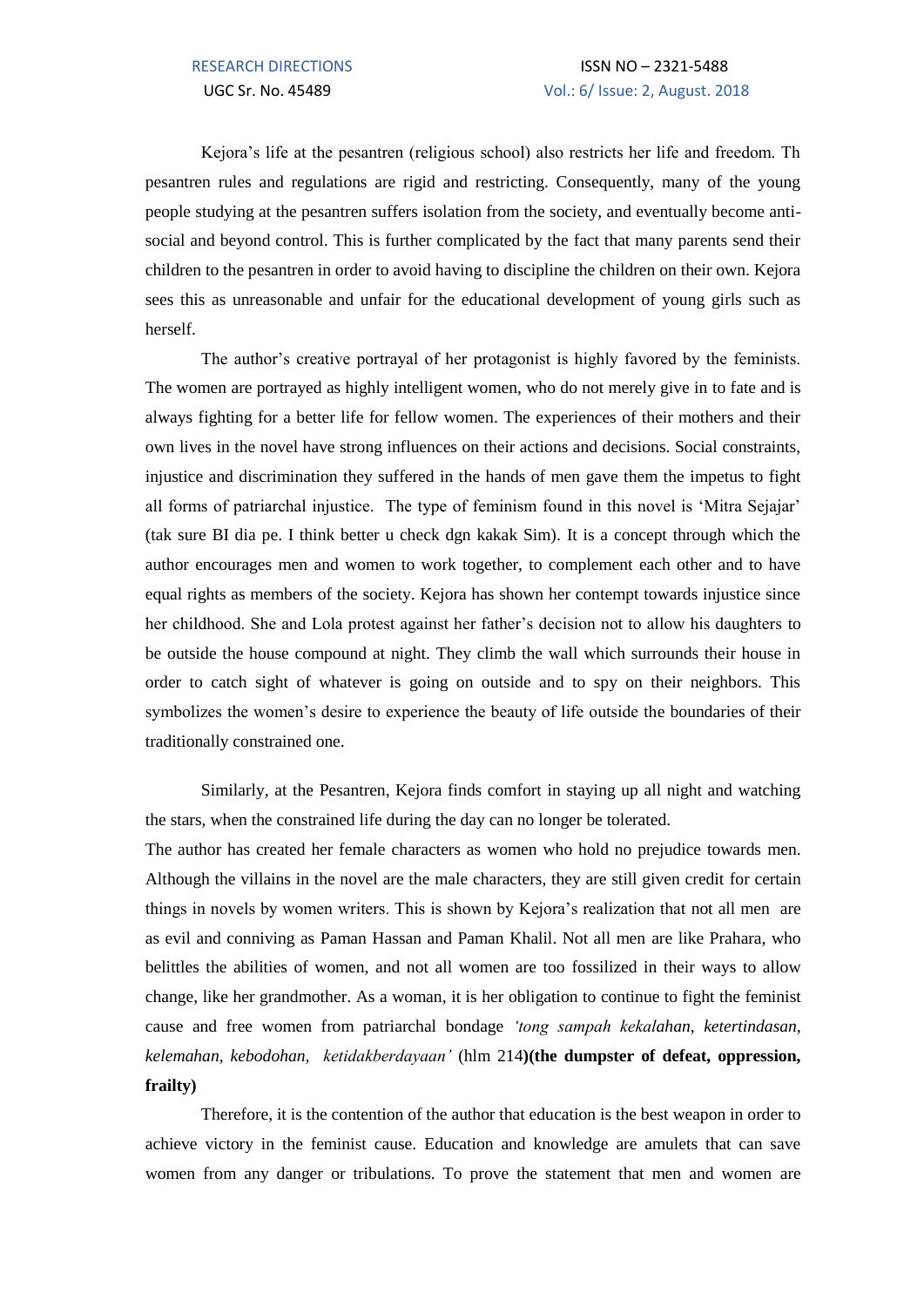Kejora's life at the pesantren (religious school) also restricts her life and freedom. Th pesantren rules and regulations are rigid and restricting. Consequently, many of the young people studying at the pesantren suffers isolation from the society, and eventually become anti-social and beyond control. This is further complicated by the fact that many parents send their children to the pesantren in order to avoid having to discipline the children on their own. Kejora sees this as unreasonable and unfair for the educational development of young girls such as herself.

The author's creative portrayal of her protagonist is highly favored by the feminists. The women are portrayed as highly intelligent women, who do not merely give in to fate and is always fighting for a better life for fellow women. The experiences of their mothers and their own lives in the novel have strong influences on their actions and decisions. Social constraints, injustice and discrimination they suffered in the hands of men gave them the impetus to fight all forms of patriarchal injustice. The type of feminism found in this novel is 'Mitra Sejajar' (tak sure BI dia pe. I think better u check dgn kakak Sim). It is a concept through which the author encourages men and women to work together, to complement each other and to have equal rights as members of the society. Kejora has shown her contempt towards injustice since her childhood. She and Lola protest against her father's decision not to allow his daughters to be outside the house compound at night. They climb the wall which surrounds their house in order to catch sight of whatever is going on outside and to spy on their neighbors. This symbolizes the women's desire to experience the beauty of life outside the boundaries of their traditionally constrained one.

Similarly, at the Pesantren, Kejora finds comfort in staying up all night and watching the stars, when the constrained life during the day can no longer be tolerated.

The author has created her female characters as women who hold no prejudice towards men. Although the villains in the novel are the male characters, they are still given credit for certain things in novels by women writers. This is shown by Kejora's realization that not all men are as evil and conniving as Paman Hassan and Paman Khalil. Not all men are like Prahara, who belittles the abilities of women, and not all women are too fossilized in their ways to allow change, like her grandmother. As a woman, it is her obligation to continue to fight the feminist cause and free women from patriarchal bondage *'tong sampah kekalahan, ketertindasan, kelemahan, kebodohan, ketidakberdayaan'* (hlm 214)**(the dumpster of defeat, oppression, frailty)**

Therefore, it is the contention of the author that education is the best weapon in order to achieve victory in the feminist cause. Education and knowledge are amulets that can save women from any danger or tribulations. To prove the statement that men and women are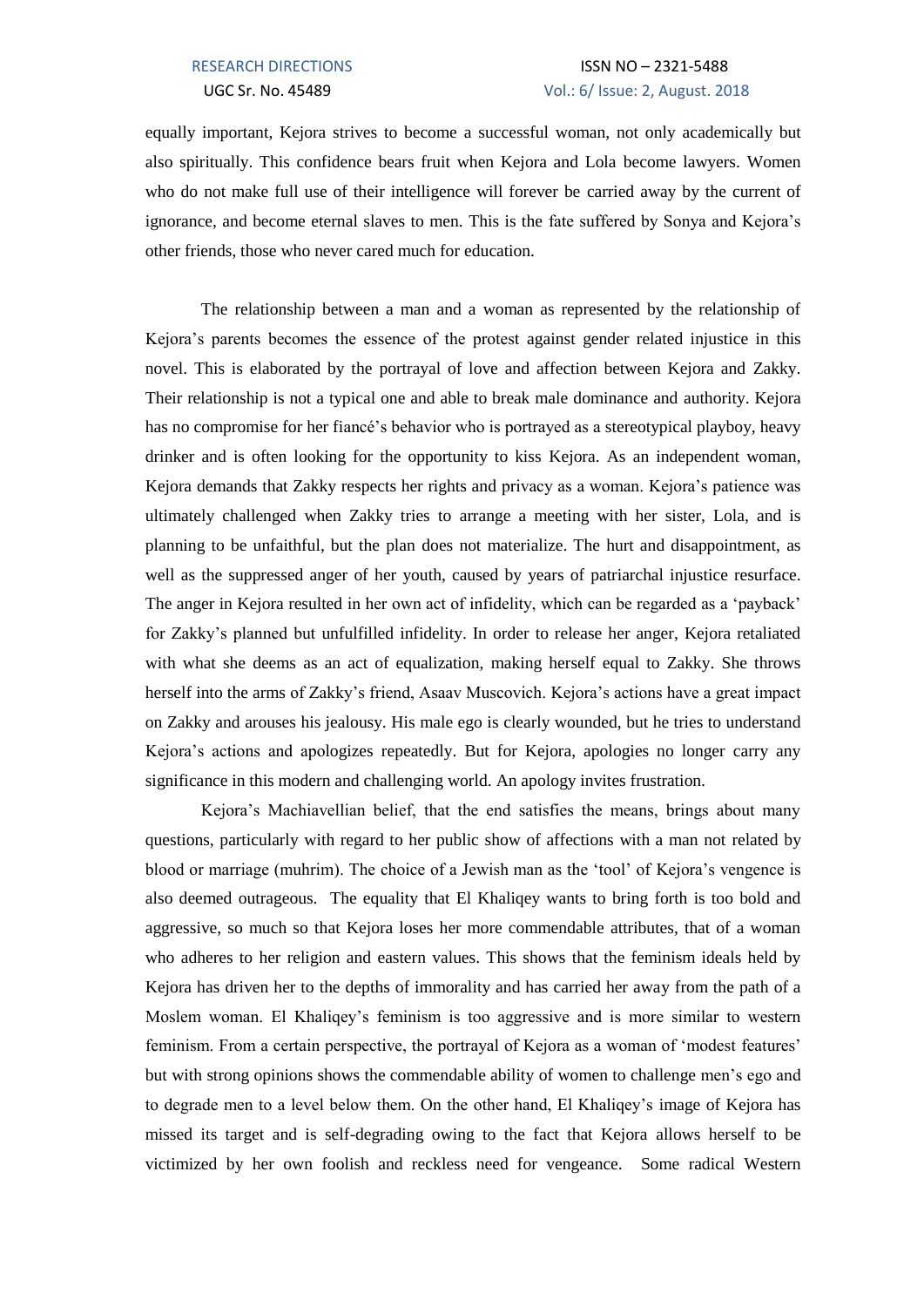equally important, Kejora strives to become a successful woman, not only academically but also spiritually. This confidence bears fruit when Kejora and Lola become lawyers. Women who do not make full use of their intelligence will forever be carried away by the current of ignorance, and become eternal slaves to men. This is the fate suffered by Sonya and Kejora's other friends, those who never cared much for education.

The relationship between a man and a woman as represented by the relationship of Kejora's parents becomes the essence of the protest against gender related injustice in this novel. This is elaborated by the portrayal of love and affection between Kejora and Zakky. Their relationship is not a typical one and able to break male dominance and authority. Kejora has no compromise for her fiancé's behavior who is portrayed as a stereotypical playboy, heavy drinker and is often looking for the opportunity to kiss Kejora. As an independent woman, Kejora demands that Zakky respects her rights and privacy as a woman. Kejora's patience was ultimately challenged when Zakky tries to arrange a meeting with her sister, Lola, and is planning to be unfaithful, but the plan does not materialize. The hurt and disappointment, as well as the suppressed anger of her youth, caused by years of patriarchal injustice resurface. The anger in Kejora resulted in her own act of infidelity, which can be regarded as a 'payback' for Zakky's planned but unfulfilled infidelity. In order to release her anger, Kejora retaliated with what she deems as an act of equalization, making herself equal to Zakky. She throws herself into the arms of Zakky's friend, Asaav Muscovich. Kejora's actions have a great impact on Zakky and arouses his jealousy. His male ego is clearly wounded, but he tries to understand Kejora's actions and apologizes repeatedly. But for Kejora, apologies no longer carry any significance in this modern and challenging world. An apology invites frustration.

Kejora's Machiavellian belief, that the end satisfies the means, brings about many questions, particularly with regard to her public show of affections with a man not related by blood or marriage (muhrim). The choice of a Jewish man as the 'tool' of Kejora's vengence is also deemed outrageous. The equality that El Khaliqey wants to bring forth is too bold and aggressive, so much so that Kejora loses her more commendable attributes, that of a woman who adheres to her religion and eastern values. This shows that the feminism ideals held by Kejora has driven her to the depths of immorality and has carried her away from the path of a Moslem woman. El Khaliqey's feminism is too aggressive and is more similar to western feminism. From a certain perspective, the portrayal of Kejora as a woman of 'modest features' but with strong opinions shows the commendable ability of women to challenge men's ego and to degrade men to a level below them. On the other hand, El Khaliqey's image of Kejora has missed its target and is self-degrading owing to the fact that Kejora allows herself to be victimized by her own foolish and reckless need for vengeance. Some radical Western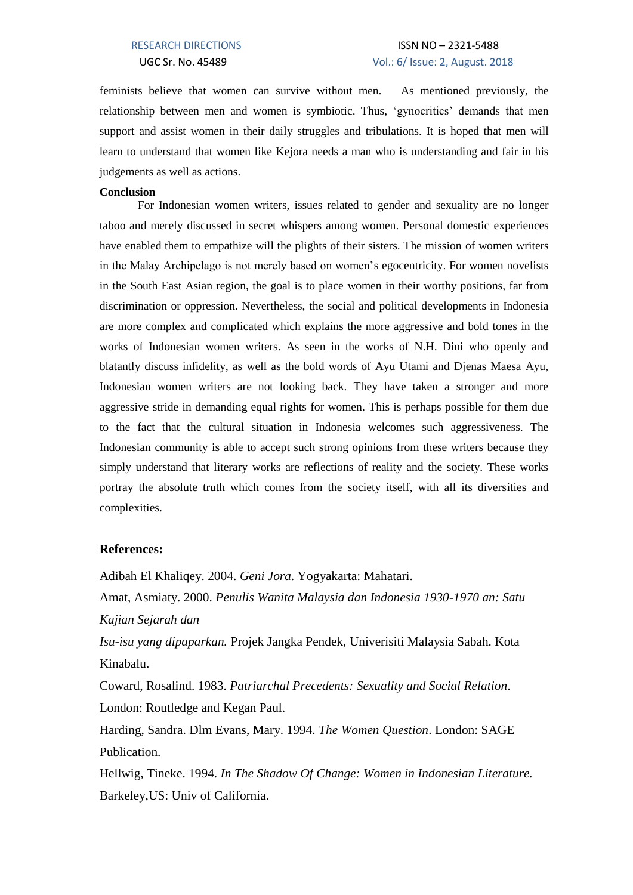feminists believe that women can survive without men. As mentioned previously, the relationship between men and women is symbiotic. Thus, 'gynocritics' demands that men support and assist women in their daily struggles and tribulations. It is hoped that men will learn to understand that women like Kejora needs a man who is understanding and fair in his judgements as well as actions.

**Conclusion**

For Indonesian women writers, issues related to gender and sexuality are no longer taboo and merely discussed in secret whispers among women. Personal domestic experiences have enabled them to empathize will the plights of their sisters. The mission of women writers in the Malay Archipelago is not merely based on women's egocentricity. For women novelists in the South East Asian region, the goal is to place women in their worthy positions, far from discrimination or oppression. Nevertheless, the social and political developments in Indonesia are more complex and complicated which explains the more aggressive and bold tones in the works of Indonesian women writers. As seen in the works of N.H. Dini who openly and blatantly discuss infidelity, as well as the bold words of Ayu Utami and Djenas Maesa Ayu, Indonesian women writers are not looking back. They have taken a stronger and more aggressive stride in demanding equal rights for women. This is perhaps possible for them due to the fact that the cultural situation in Indonesia welcomes such aggressiveness. The Indonesian community is able to accept such strong opinions from these writers because they simply understand that literary works are reflections of reality and the society. These works portray the absolute truth which comes from the society itself, with all its diversities and complexities.

**References:**

Adibah El Khaliqey. 2004. *Geni Jora.* Yogyakarta: Mahatari.

Amat, Asmiaty. 2000. *Penulis Wanita Malaysia dan Indonesia 1930-1970 an: Satu Kajian Sejarah dan Isu-isu yang dipaparkan.* Projek Jangka Pendek, Univerisiti Malaysia Sabah. Kota Kinabalu.

Coward, Rosalind. 1983. *Patriarchal Precedents: Sexuality and Social Relation*. London: Routledge and Kegan Paul.

Harding, Sandra. Dlm Evans, Mary. 1994. *The Women Question*. London: SAGE Publication.

Hellwig, Tineke. 1994. *In The Shadow Of Change: Women in Indonesian Literature.* Barkeley,US: Univ of California.